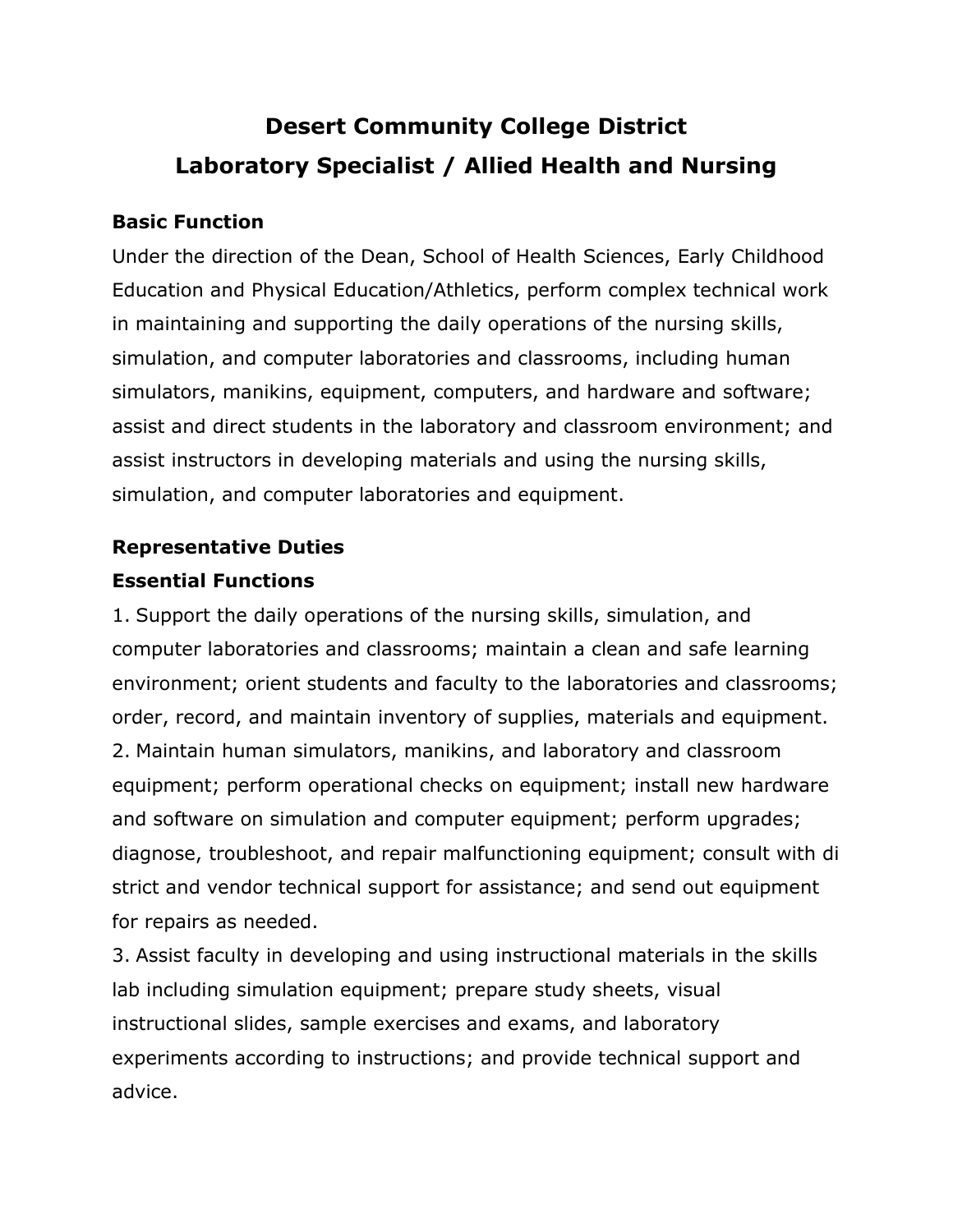# Desert Community College District
## Laboratory Specialist / Allied Health and Nursing

### Basic Function

Under the direction of the Dean, School of Health Sciences, Early Childhood Education and Physical Education/Athletics, perform complex technical work in maintaining and supporting the daily operations of the nursing skills, simulation, and computer laboratories and classrooms, including human simulators, manikins, equipment, computers, and hardware and software; assist and direct students in the laboratory and classroom environment; and assist instructors in developing materials and using the nursing skills, simulation, and computer laboratories and equipment.

### Representative Duties

### Essential Functions

1. Support the daily operations of the nursing skills, simulation, and computer laboratories and classrooms; maintain a clean and safe learning environment; orient students and faculty to the laboratories and classrooms; order, record, and maintain inventory of supplies, materials and equipment.
2. Maintain human simulators, manikins, and laboratory and classroom equipment; perform operational checks on equipment; install new hardware and software on simulation and computer equipment; perform upgrades; diagnose, troubleshoot, and repair malfunctioning equipment; consult with district and vendor technical support for assistance; and send out equipment for repairs as needed.
3. Assist faculty in developing and using instructional materials in the skills lab including simulation equipment; prepare study sheets, visual instructional slides, sample exercises and exams, and laboratory experiments according to instructions; and provide technical support and advice.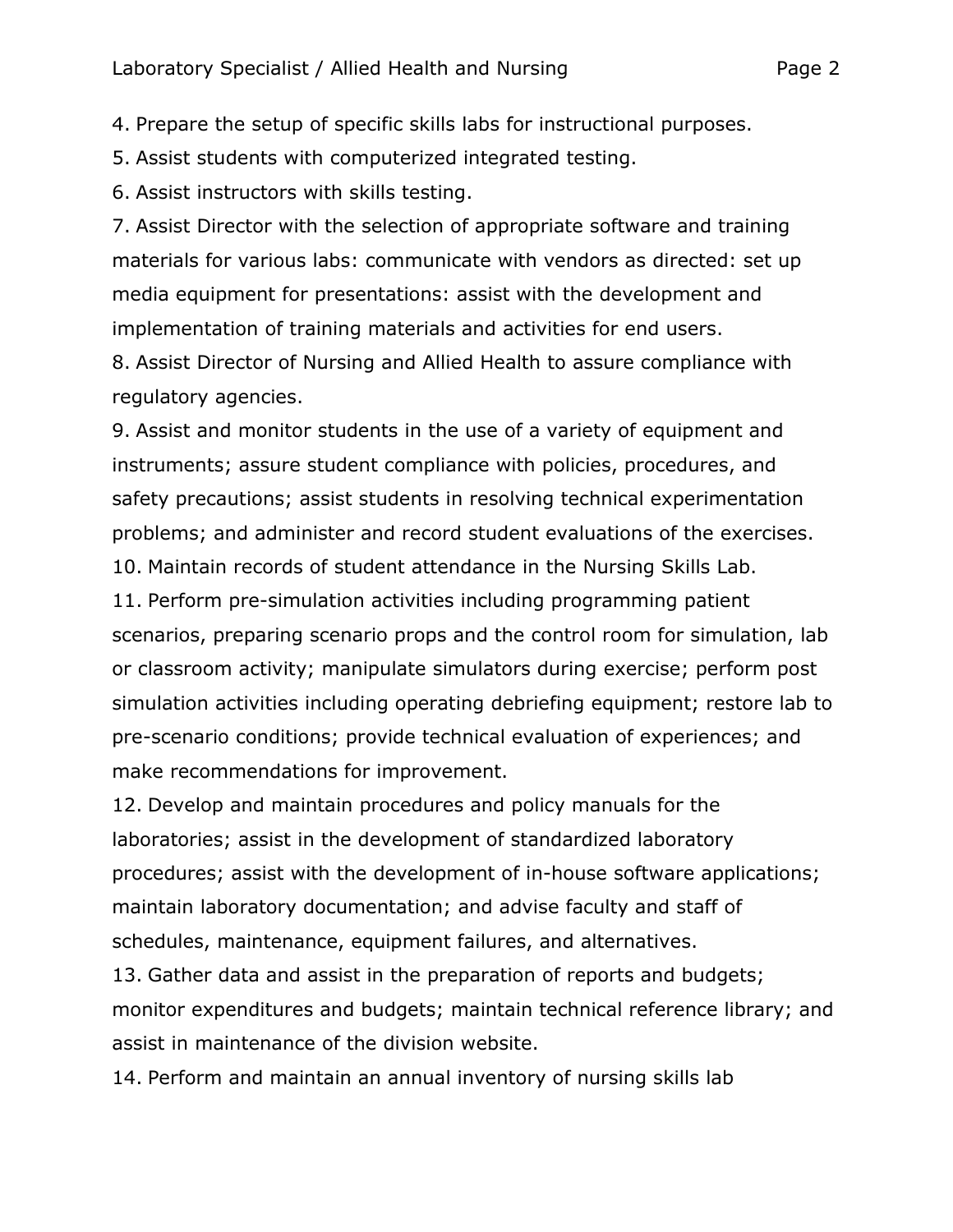4. Prepare the setup of specific skills labs for instructional purposes.
5. Assist students with computerized integrated testing.
6. Assist instructors with skills testing.
7. Assist Director with the selection of appropriate software and training materials for various labs: communicate with vendors as directed: set up media equipment for presentations: assist with the development and implementation of training materials and activities for end users.
8. Assist Director of Nursing and Allied Health to assure compliance with regulatory agencies.
9. Assist and monitor students in the use of a variety of equipment and instruments; assure student compliance with policies, procedures, and safety precautions; assist students in resolving technical experimentation problems; and administer and record student evaluations of the exercises.
10. Maintain records of student attendance in the Nursing Skills Lab.
11. Perform pre-simulation activities including programming patient scenarios, preparing scenario props and the control room for simulation, lab or classroom activity; manipulate simulators during exercise; perform post simulation activities including operating debriefing equipment; restore lab to pre-scenario conditions; provide technical evaluation of experiences; and make recommendations for improvement.
12. Develop and maintain procedures and policy manuals for the laboratories; assist in the development of standardized laboratory procedures; assist with the development of in-house software applications; maintain laboratory documentation; and advise faculty and staff of schedules, maintenance, equipment failures, and alternatives.
13. Gather data and assist in the preparation of reports and budgets; monitor expenditures and budgets; maintain technical reference library; and assist in maintenance of the division website.
14. Perform and maintain an annual inventory of nursing skills lab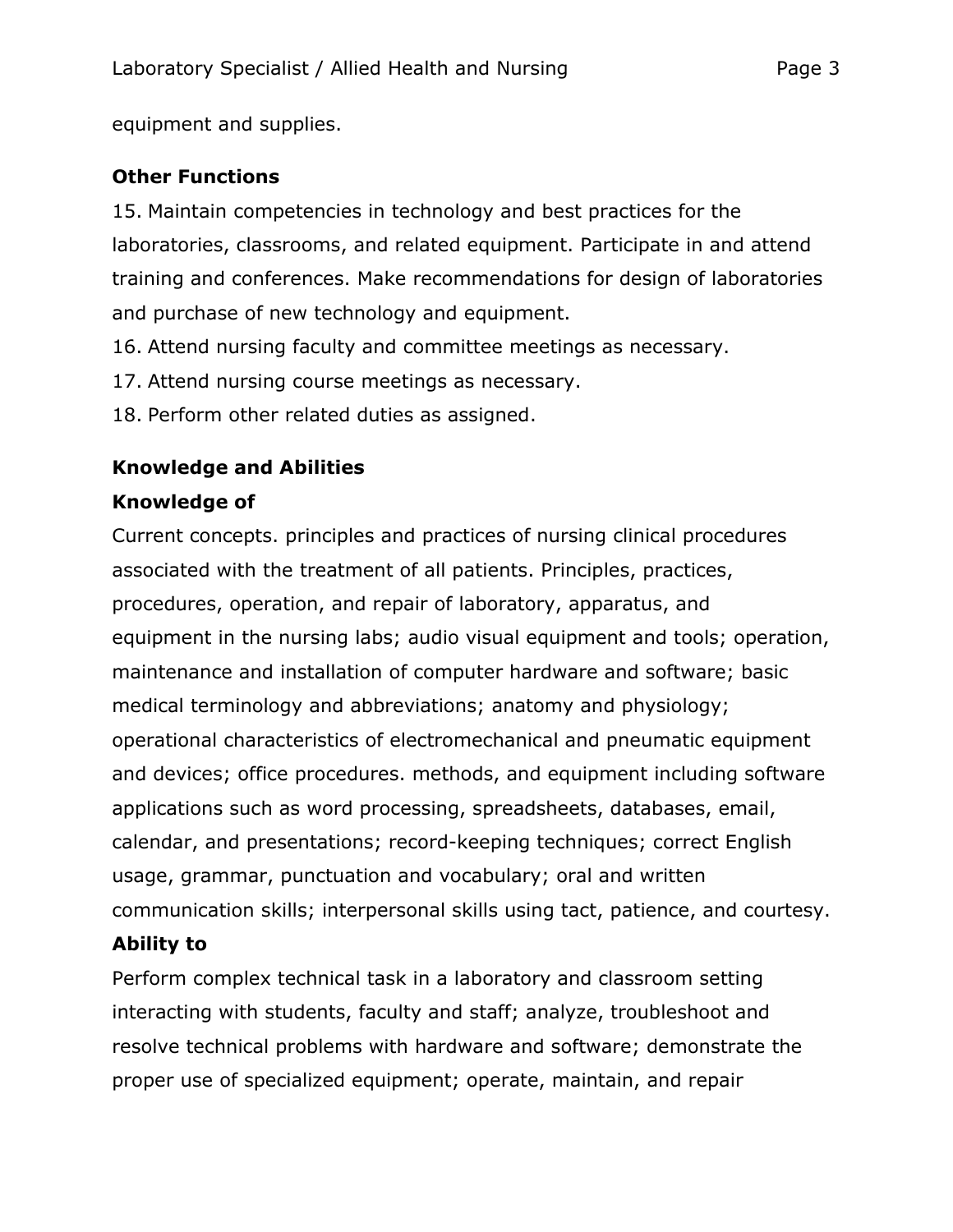equipment and supplies.

**Other Functions**

15. Maintain competencies in technology and best practices for the laboratories, classrooms, and related equipment. Participate in and attend training and conferences. Make recommendations for design of laboratories and purchase of new technology and equipment.
16. Attend nursing faculty and committee meetings as necessary.
17. Attend nursing course meetings as necessary.
18. Perform other related duties as assigned.

**Knowledge and Abilities**

**Knowledge of**

Current concepts. principles and practices of nursing clinical procedures associated with the treatment of all patients. Principles, practices, procedures, operation, and repair of laboratory, apparatus, and equipment in the nursing labs; audio visual equipment and tools; operation, maintenance and installation of computer hardware and software; basic medical terminology and abbreviations; anatomy and physiology; operational characteristics of electromechanical and pneumatic equipment and devices; office procedures. methods, and equipment including software applications such as word processing, spreadsheets, databases, email, calendar, and presentations; record-keeping techniques; correct English usage, grammar, punctuation and vocabulary; oral and written communication skills; interpersonal skills using tact, patience, and courtesy.

**Ability to**

Perform complex technical task in a laboratory and classroom setting interacting with students, faculty and staff; analyze, troubleshoot and resolve technical problems with hardware and software; demonstrate the proper use of specialized equipment; operate, maintain, and repair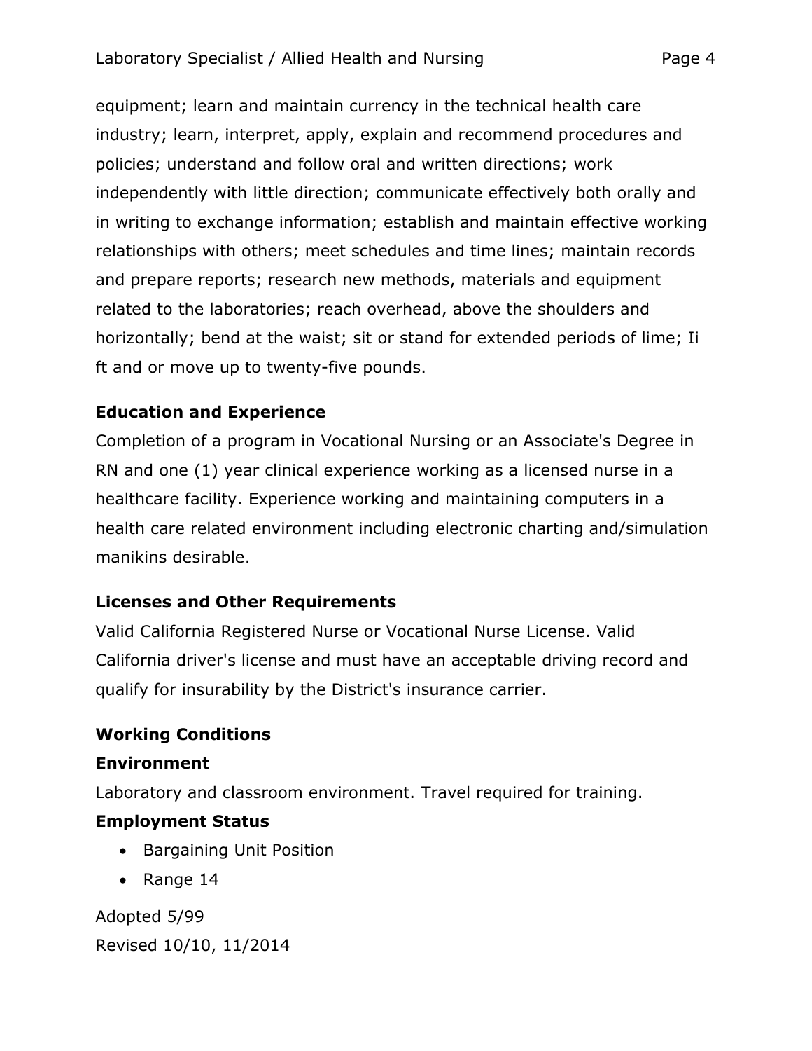equipment; learn and maintain currency in the technical health care industry; learn, interpret, apply, explain and recommend procedures and policies; understand and follow oral and written directions; work independently with little direction; communicate effectively both orally and in writing to exchange information; establish and maintain effective working relationships with others; meet schedules and time lines; maintain records and prepare reports; research new methods, materials and equipment related to the laboratories; reach overhead, above the shoulders and horizontally; bend at the waist; sit or stand for extended periods of lime; Ii ft and or move up to twenty-five pounds.

### Education and Experience

Completion of a program in Vocational Nursing or an Associate's Degree in RN and one (1) year clinical experience working as a licensed nurse in a healthcare facility. Experience working and maintaining computers in a health care related environment including electronic charting and/simulation manikins desirable.

### Licenses and Other Requirements

Valid California Registered Nurse or Vocational Nurse License. Valid California driver's license and must have an acceptable driving record and qualify for insurability by the District's insurance carrier.

### Working Conditions

### Environment

Laboratory and classroom environment. Travel required for training.

### Employment Status

- Bargaining Unit Position
- Range 14

Adopted 5/99

Revised 10/10, 11/2014